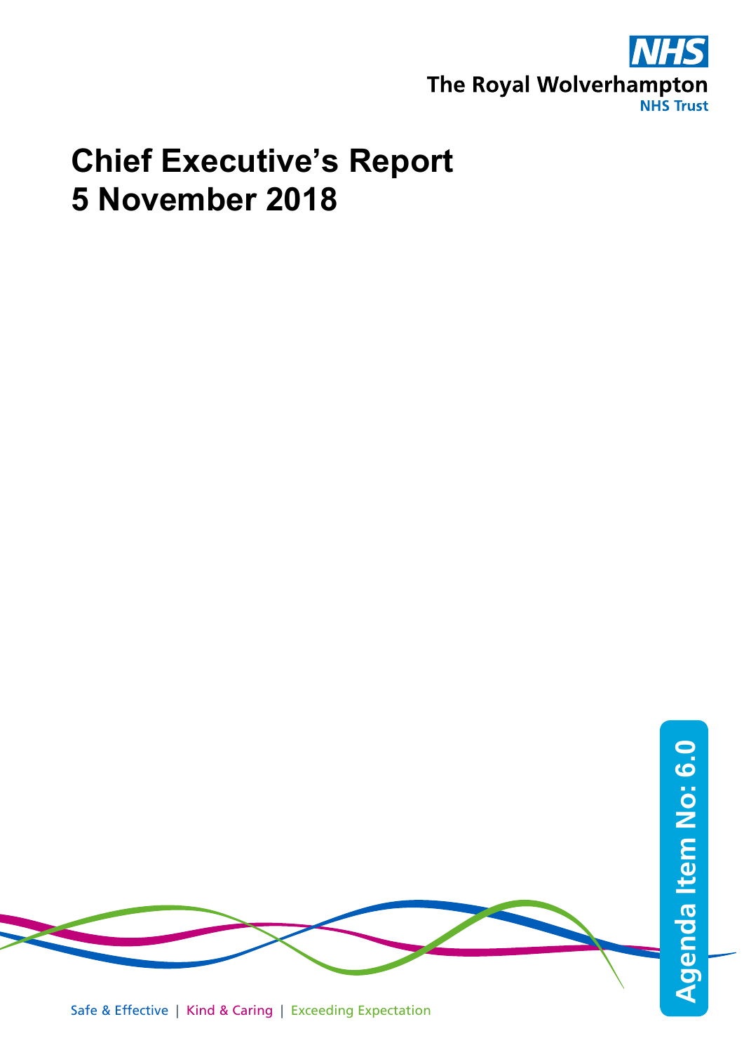The Royal Wolverhampton NHS Trust

# Chief Executive's Report
# 5 November 2018

Agenda Item No: 6.0

Safe & Effective | Kind & Caring | Exceeding Expectation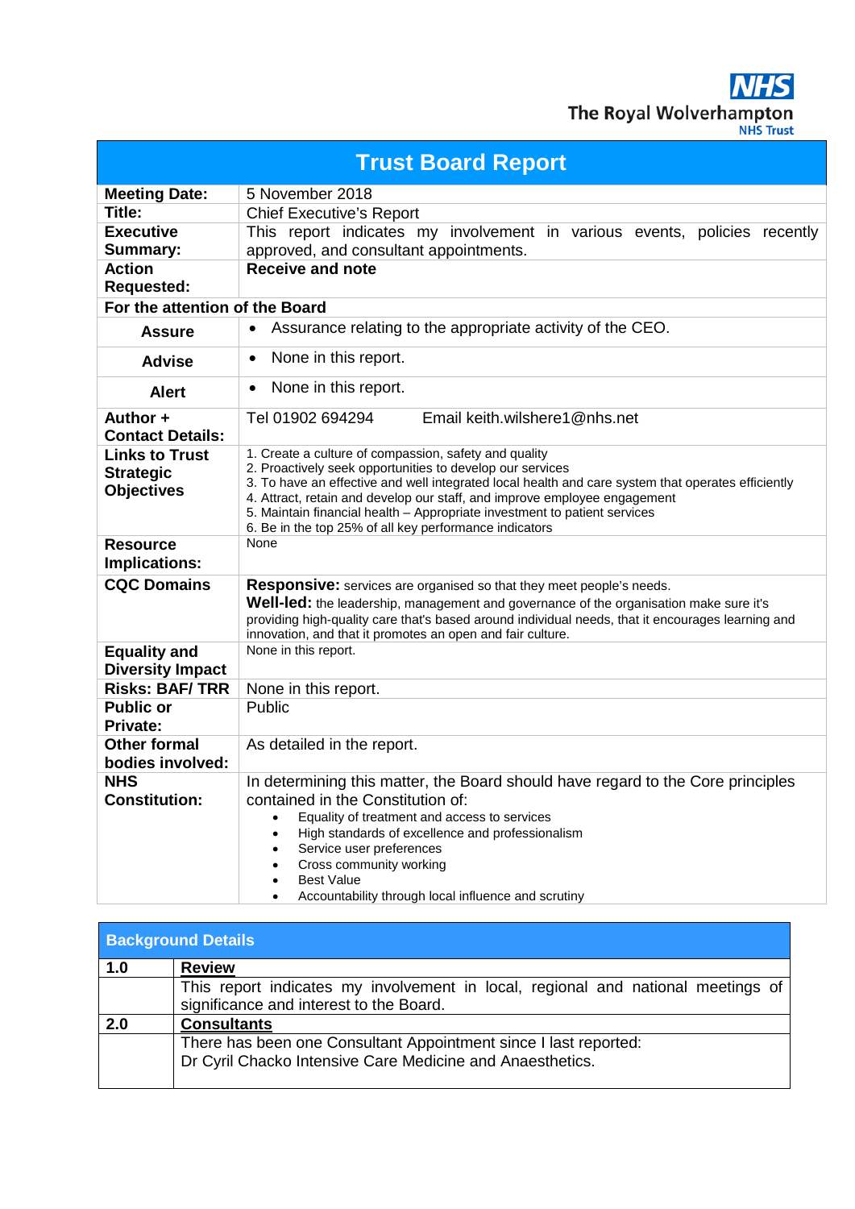The Royal Wolverhampton NHS Trust

# Trust Board Report

| | |
|---|---|
| **Meeting Date:** | 5 November 2018 |
| **Title:** | Chief Executive's Report |
| **Executive Summary:** | This report indicates my involvement in various events, policies recently approved, and consultant appointments. |
| **Action Requested:** | **Receive and note** |
| **For the attention of the Board** | |
| **Assure** | • Assurance relating to the appropriate activity of the CEO. |
| **Advise** | • None in this report. |
| **Alert** | • None in this report. |
| **Author + Contact Details:** | Tel 01902 694294 Email keith.wilshere1@nhs.net |
| **Links to Trust Strategic Objectives** | 1. Create a culture of compassion, safety and quality<br>2. Proactively seek opportunities to develop our services<br>3. To have an effective and well integrated local health and care system that operates efficiently<br>4. Attract, retain and develop our staff, and improve employee engagement<br>5. Maintain financial health – Appropriate investment to patient services<br>6. Be in the top 25% of all key performance indicators |
| **Resource Implications:** | None |
| **CQC Domains** | **Responsive:** services are organised so that they meet people's needs.<br>**Well-led:** the leadership, management and governance of the organisation make sure it's providing high-quality care that's based around individual needs, that it encourages learning and innovation, and that it promotes an open and fair culture. |
| **Equality and Diversity Impact** | None in this report. |
| **Risks: BAF/ TRR** | None in this report. |
| **Public or Private:** | Public |
| **Other formal bodies involved:** | As detailed in the report. |
| **NHS Constitution:** | In determining this matter, the Board should have regard to the Core principles contained in the Constitution of:<br>• Equality of treatment and access to services<br>• High standards of excellence and professionalism<br>• Service user preferences<br>• Cross community working<br>• Best Value<br>• Accountability through local influence and scrutiny |

| **Background Details** | |
|---|---|
| **1.0** | **Review** |
| | This report indicates my involvement in local, regional and national meetings of significance and interest to the Board. |
| **2.0** | **Consultants** |
| | There has been one Consultant Appointment since I last reported:<br>Dr Cyril Chacko Intensive Care Medicine and Anaesthetics. |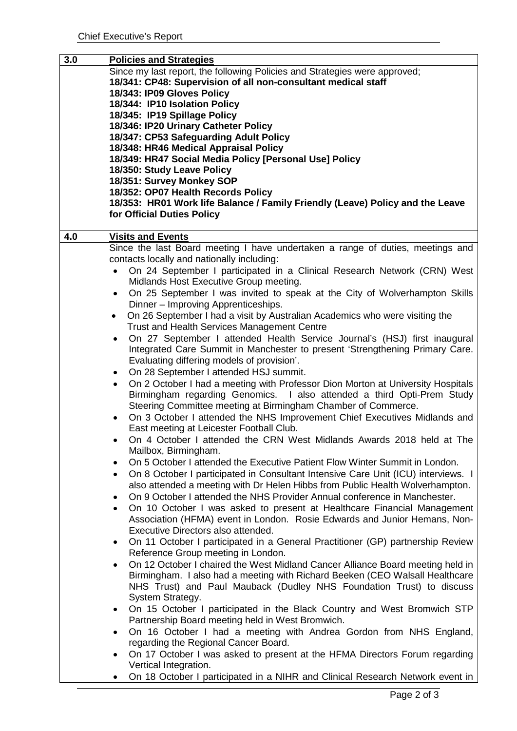| 3.0 | **Policies and Strategies** |
|---|---|
| | Since my last report, the following Policies and Strategies were approved;<br>**18/341: CP48: Supervision of all non-consultant medical staff**<br>**18/343: IP09 Gloves Policy**<br>**18/344: IP10 Isolation Policy**<br>**18/345: IP19 Spillage Policy**<br>**18/346: IP20 Urinary Catheter Policy**<br>**18/347: CP53 Safeguarding Adult Policy**<br>**18/348: HR46 Medical Appraisal Policy**<br>**18/349: HR47 Social Media Policy [Personal Use] Policy**<br>**18/350: Study Leave Policy**<br>**18/351: Survey Monkey SOP**<br>**18/352: OP07 Health Records Policy**<br>**18/353: HR01 Work life Balance / Family Friendly (Leave) Policy and the Leave for Official Duties Policy** |
| **4.0** | **Visits and Events** |
| | Since the last Board meeting I have undertaken a range of duties, meetings and contacts locally and nationally including:<br>• On 24 September I participated in a Clinical Research Network (CRN) West Midlands Host Executive Group meeting.<br>• On 25 September I was invited to speak at the City of Wolverhampton Skills Dinner – Improving Apprenticeships.<br>• On 26 September I had a visit by Australian Academics who were visiting the Trust and Health Services Management Centre<br>• On 27 September I attended Health Service Journal's (HSJ) first inaugural Integrated Care Summit in Manchester to present 'Strengthening Primary Care. Evaluating differing models of provision'.<br>• On 28 September I attended HSJ summit.<br>• On 2 October I had a meeting with Professor Dion Morton at University Hospitals Birmingham regarding Genomics. I also attended a third Opti-Prem Study Steering Committee meeting at Birmingham Chamber of Commerce.<br>• On 3 October I attended the NHS Improvement Chief Executives Midlands and East meeting at Leicester Football Club.<br>• On 4 October I attended the CRN West Midlands Awards 2018 held at The Mailbox, Birmingham.<br>• On 5 October I attended the Executive Patient Flow Winter Summit in London.<br>• On 8 October I participated in Consultant Intensive Care Unit (ICU) interviews. I also attended a meeting with Dr Helen Hibbs from Public Health Wolverhampton.<br>• On 9 October I attended the NHS Provider Annual conference in Manchester.<br>• On 10 October I was asked to present at Healthcare Financial Management Association (HFMA) event in London. Rosie Edwards and Junior Hemans, Non-Executive Directors also attended.<br>• On 11 October I participated in a General Practitioner (GP) partnership Review Reference Group meeting in London.<br>• On 12 October I chaired the West Midland Cancer Alliance Board meeting held in Birmingham. I also had a meeting with Richard Beeken (CEO Walsall Healthcare NHS Trust) and Paul Mauback (Dudley NHS Foundation Trust) to discuss System Strategy.<br>• On 15 October I participated in the Black Country and West Bromwich STP Partnership Board meeting held in West Bromwich.<br>• On 16 October I had a meeting with Andrea Gordon from NHS England, regarding the Regional Cancer Board.<br>• On 17 October I was asked to present at the HFMA Directors Forum regarding Vertical Integration.<br>• On 18 October I participated in a NIHR and Clinical Research Network event in |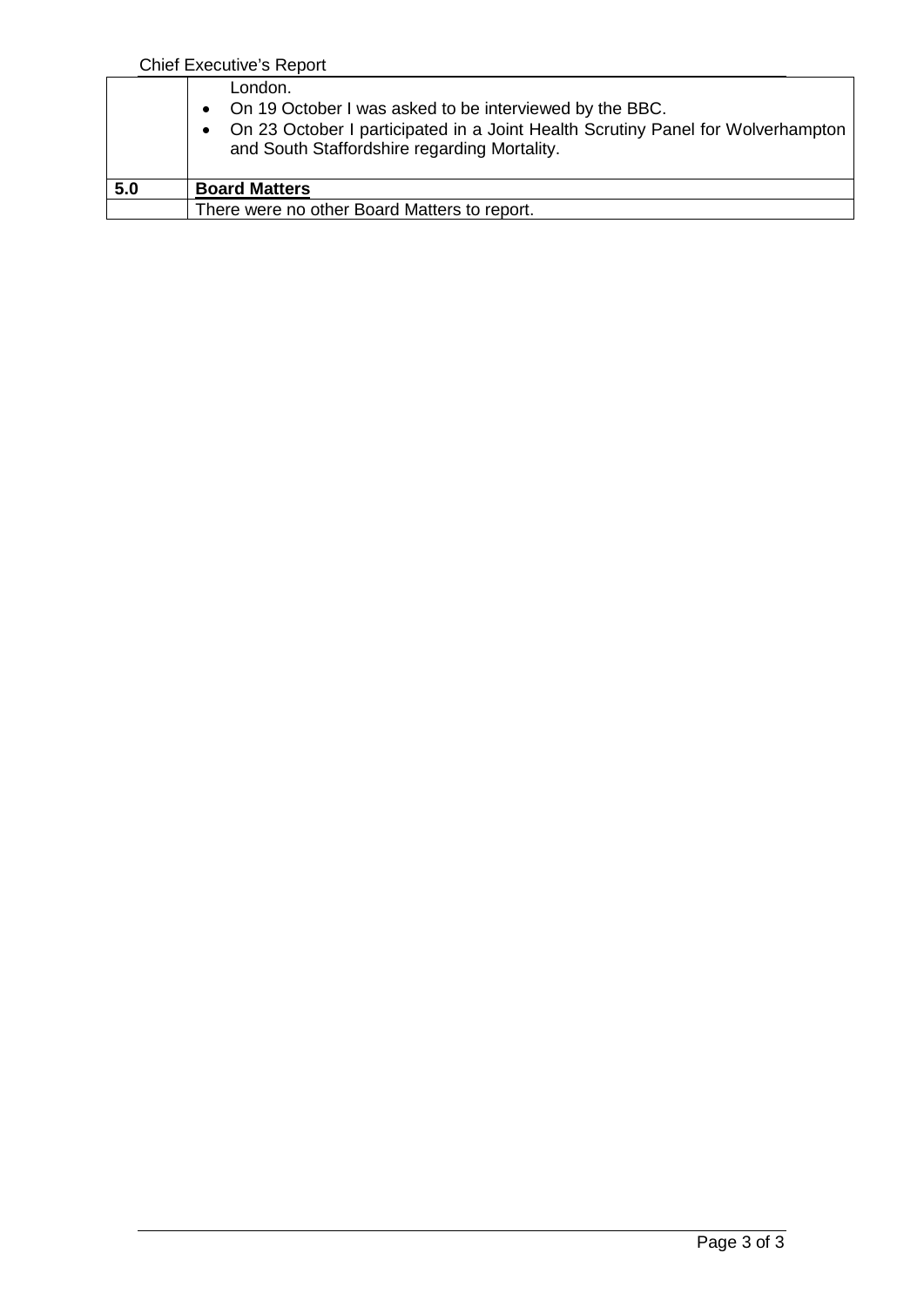| | |
|---|---|
| | London.<br>• On 19 October I was asked to be interviewed by the BBC.<br>• On 23 October I participated in a Joint Health Scrutiny Panel for Wolverhampton and South Staffordshire regarding Mortality. |
| **5.0** | **Board Matters** |
| | There were no other Board Matters to report. |